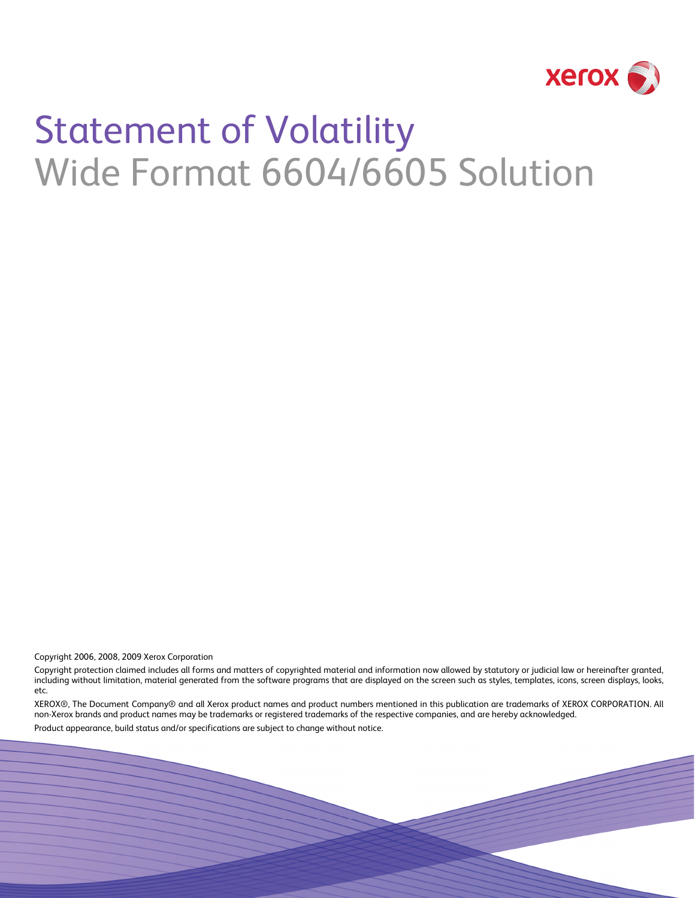# Statement of Volatility

## Wide Format 6604/6605 Solution

Copyright 2006, 2008, 2009 Xerox Corporation

Copyright protection claimed includes all forms and matters of copyrighted material and information now allowed by statutory or judicial law or hereinafter granted, including without limitation, material generated from the software programs that are displayed on the screen such as styles, templates, icons, screen displays, looks, etc.

XEROX®, The Document Company® and all Xerox product names and product numbers mentioned in this publication are trademarks of XEROX CORPORATION. All non-Xerox brands and product names may be trademarks or registered trademarks of the respective companies, and are hereby acknowledged.

Product appearance, build status and/or specifications are subject to change without notice.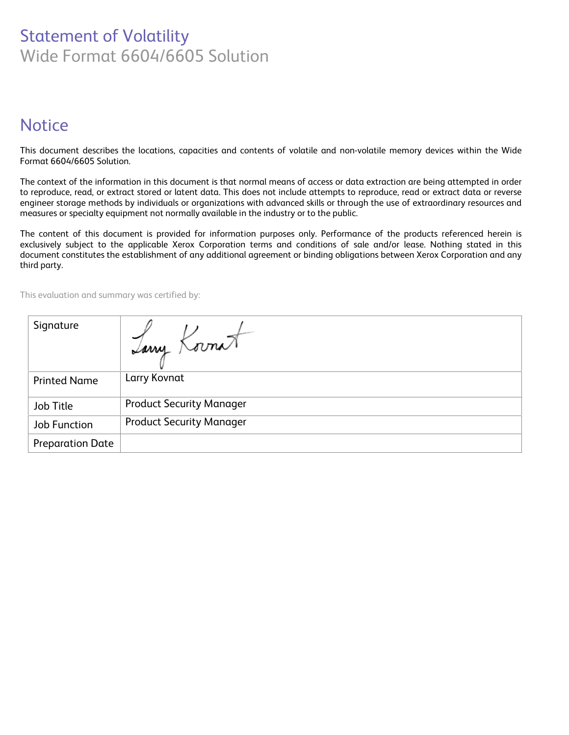# Statement of Volatility

## Wide Format 6604/6605 Solution

## Notice

This document describes the locations, capacities and contents of volatile and non-volatile memory devices within the Wide Format 6604/6605 Solution.

The context of the information in this document is that normal means of access or data extraction are being attempted in order to reproduce, read, or extract stored or latent data. This does not include attempts to reproduce, read or extract data or reverse engineer storage methods by individuals or organizations with advanced skills or through the use of extraordinary resources and measures or specialty equipment not normally available in the industry or to the public.

The content of this document is provided for information purposes only. Performance of the products referenced herein is exclusively subject to the applicable Xerox Corporation terms and conditions of sale and/or lease. Nothing stated in this document constitutes the establishment of any additional agreement or binding obligations between Xerox Corporation and any third party.

This evaluation and summary was certified by:

| | |
|---|---|
| Signature | Larry Kovnat |
| Printed Name | Larry Kovnat |
| Job Title | Product Security Manager |
| Job Function | Product Security Manager |
| Preparation Date | |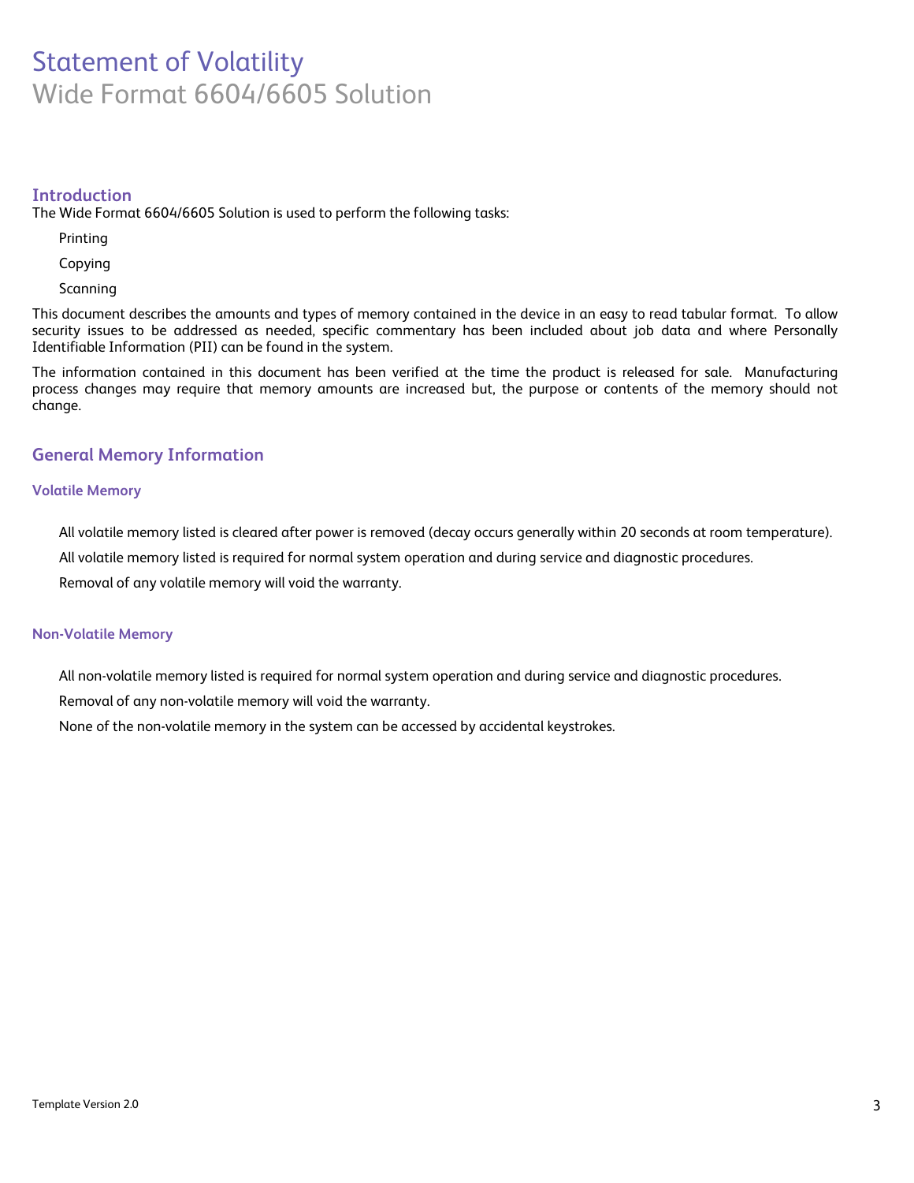# Statement of Volatility

Wide Format 6604/6605 Solution

## Introduction

The Wide Format 6604/6605 Solution is used to perform the following tasks:

- Printing
- Copying
- Scanning

This document describes the amounts and types of memory contained in the device in an easy to read tabular format. To allow security issues to be addressed as needed, specific commentary has been included about job data and where Personally Identifiable Information (PII) can be found in the system.

The information contained in this document has been verified at the time the product is released for sale. Manufacturing process changes may require that memory amounts are increased but, the purpose or contents of the memory should not change.

## General Memory Information

### Volatile Memory

- All volatile memory listed is cleared after power is removed (decay occurs generally within 20 seconds at room temperature).
- All volatile memory listed is required for normal system operation and during service and diagnostic procedures.
- Removal of any volatile memory will void the warranty.

### Non-Volatile Memory

- All non-volatile memory listed is required for normal system operation and during service and diagnostic procedures.
- Removal of any non-volatile memory will void the warranty.
- None of the non-volatile memory in the system can be accessed by accidental keystrokes.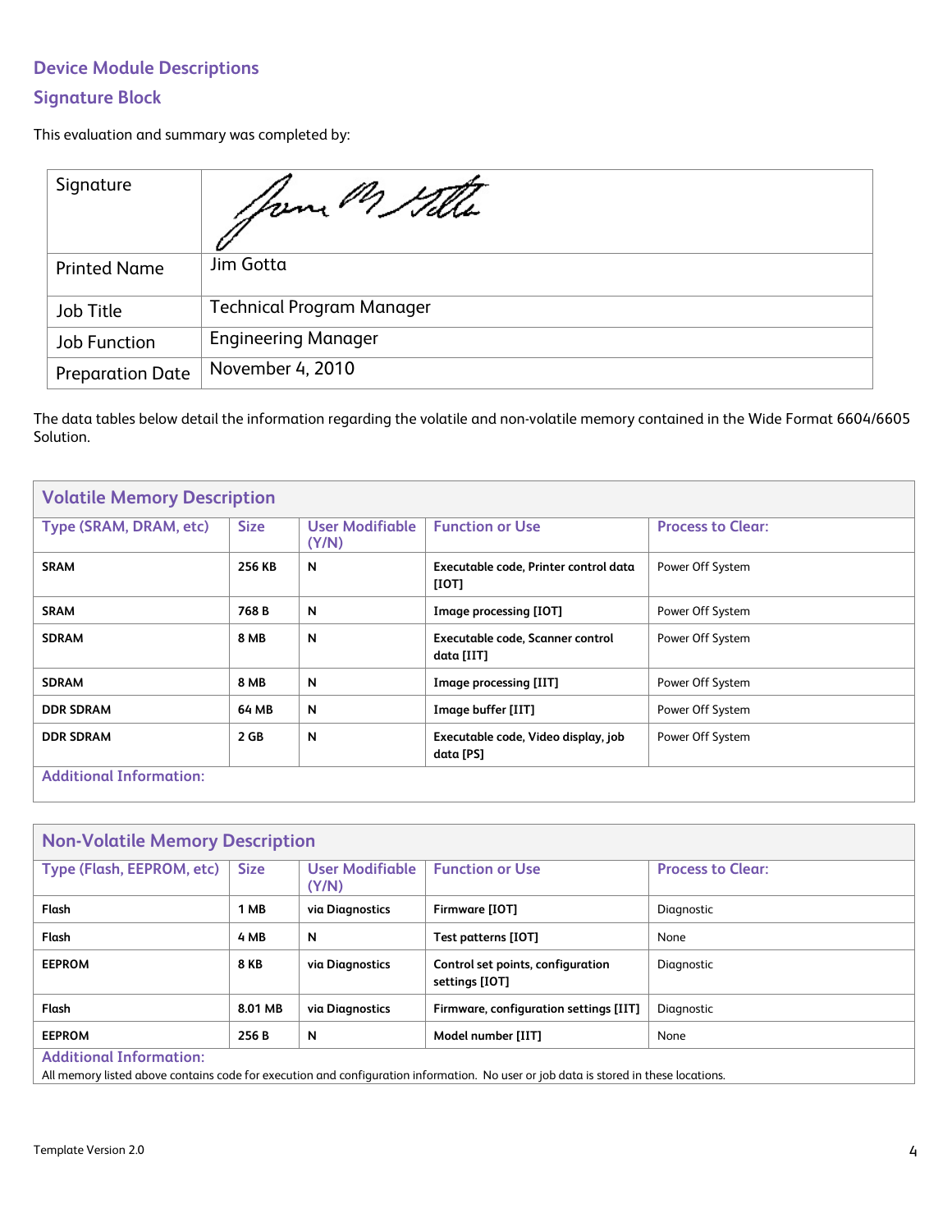## Device Module Descriptions

## Signature Block

This evaluation and summary was completed by:

| Signature | |
|---|---|
| Printed Name | Jim Gotta |
| Job Title | Technical Program Manager |
| Job Function | Engineering Manager |
| Preparation Date | November 4, 2010 |

The data tables below detail the information regarding the volatile and non-volatile memory contained in the Wide Format 6604/6605 Solution.

### Volatile Memory Description

| Type (SRAM, DRAM, etc) | Size | User Modifiable (Y/N) | Function or Use | Process to Clear: |
|---|---|---|---|---|
| **SRAM** | **256 KB** | **N** | **Executable code, Printer control data [IOT]** | Power Off System |
| **SRAM** | **768 B** | **N** | **Image processing [IOT]** | Power Off System |
| **SDRAM** | **8 MB** | **N** | **Executable code, Scanner control data [IIT]** | Power Off System |
| **SDRAM** | **8 MB** | **N** | **Image processing [IIT]** | Power Off System |
| **DDR SDRAM** | **64 MB** | **N** | **Image buffer [IIT]** | Power Off System |
| **DDR SDRAM** | **2 GB** | **N** | **Executable code, Video display, job data [PS]** | Power Off System |

**Additional Information:**

### Non-Volatile Memory Description

| Type (Flash, EEPROM, etc) | Size | User Modifiable (Y/N) | Function or Use | Process to Clear: |
|---|---|---|---|---|
| **Flash** | **1 MB** | **via Diagnostics** | **Firmware [IOT]** | Diagnostic |
| **Flash** | **4 MB** | **N** | **Test patterns [IOT]** | None |
| **EEPROM** | **8 KB** | **via Diagnostics** | **Control set points, configuration settings [IOT]** | Diagnostic |
| **Flash** | **8.01 MB** | **via Diagnostics** | **Firmware, configuration settings [IIT]** | Diagnostic |
| **EEPROM** | **256 B** | **N** | **Model number [IIT]** | None |

**Additional Information:**
All memory listed above contains code for execution and configuration information. No user or job data is stored in these locations.

Template Version 2.0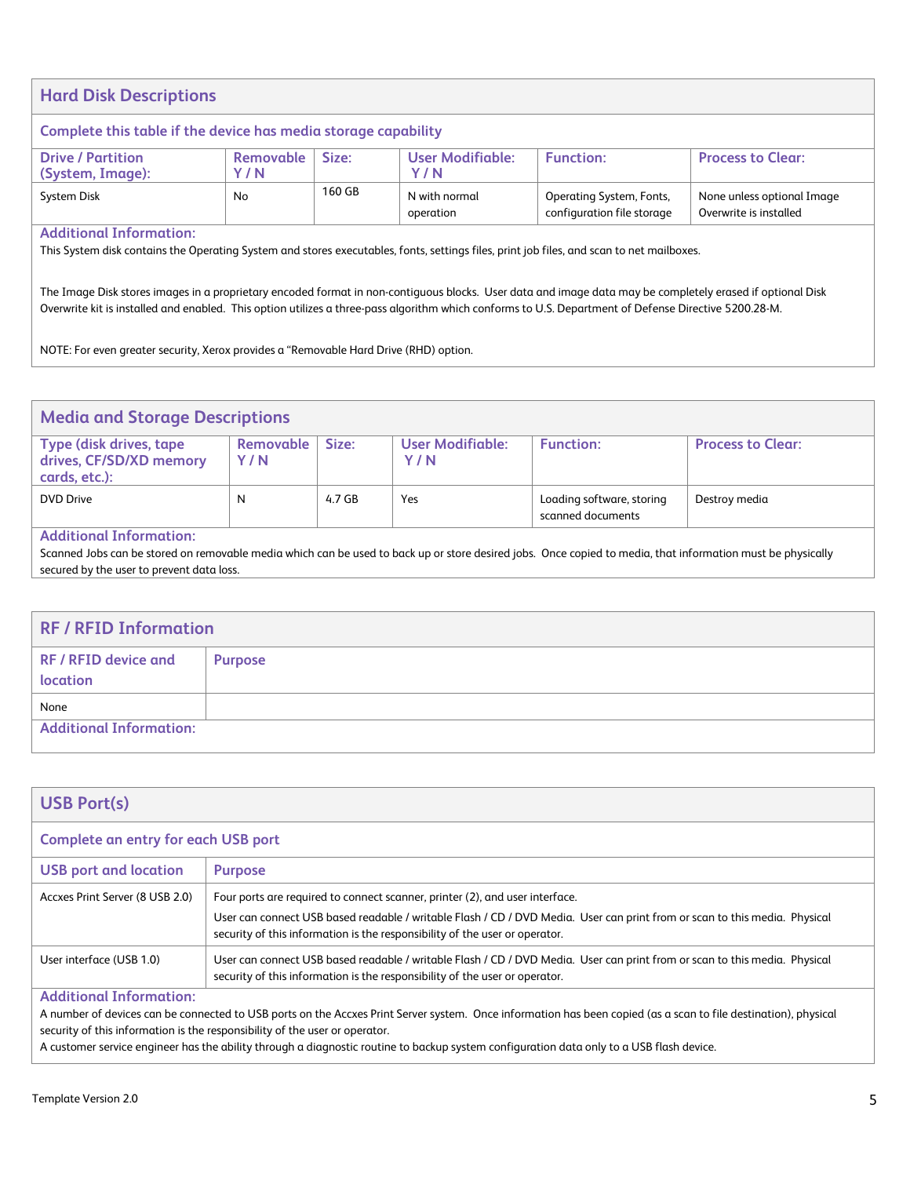## Hard Disk Descriptions

### Complete this table if the device has media storage capability

| Drive / Partition (System, Image): | Removable Y / N | Size: | User Modifiable: Y / N | Function: | Process to Clear: |
|---|---|---|---|---|---|
| System Disk | No | 160 GB | N with normal operation | Operating System, Fonts, configuration file storage | None unless optional Image Overwrite is installed |

**Additional Information:**

This System disk contains the Operating System and stores executables, fonts, settings files, print job files, and scan to net mailboxes.

The Image Disk stores images in a proprietary encoded format in non-contiguous blocks. User data and image data may be completely erased if optional Disk Overwrite kit is installed and enabled. This option utilizes a three-pass algorithm which conforms to U.S. Department of Defense Directive 5200.28-M.

NOTE: For even greater security, Xerox provides a "Removable Hard Drive (RHD) option.

## Media and Storage Descriptions

| Type (disk drives, tape drives, CF/SD/XD memory cards, etc.): | Removable Y / N | Size: | User Modifiable: Y / N | Function: | Process to Clear: |
|---|---|---|---|---|---|
| DVD Drive | N | 4.7 GB | Yes | Loading software, storing scanned documents | Destroy media |

**Additional Information:**

Scanned Jobs can be stored on removable media which can be used to back up or store desired jobs. Once copied to media, that information must be physically secured by the user to prevent data loss.

## RF / RFID Information

| RF / RFID device and location | Purpose |
|---|---|
| None | |

**Additional Information:**

## USB Port(s)

### Complete an entry for each USB port

| USB port and location | Purpose |
|---|---|
| Accxes Print Server (8 USB 2.0) | Four ports are required to connect scanner, printer (2), and user interface. User can connect USB based readable / writable Flash / CD / DVD Media. User can print from or scan to this media. Physical security of this information is the responsibility of the user or operator. |
| User interface (USB 1.0) | User can connect USB based readable / writable Flash / CD / DVD Media. User can print from or scan to this media. Physical security of this information is the responsibility of the user or operator. |

**Additional Information:**

A number of devices can be connected to USB ports on the Accxes Print Server system. Once information has been copied (as a scan to file destination), physical security of this information is the responsibility of the user or operator.

A customer service engineer has the ability through a diagnostic routine to backup system configuration data only to a USB flash device.

Template Version 2.0